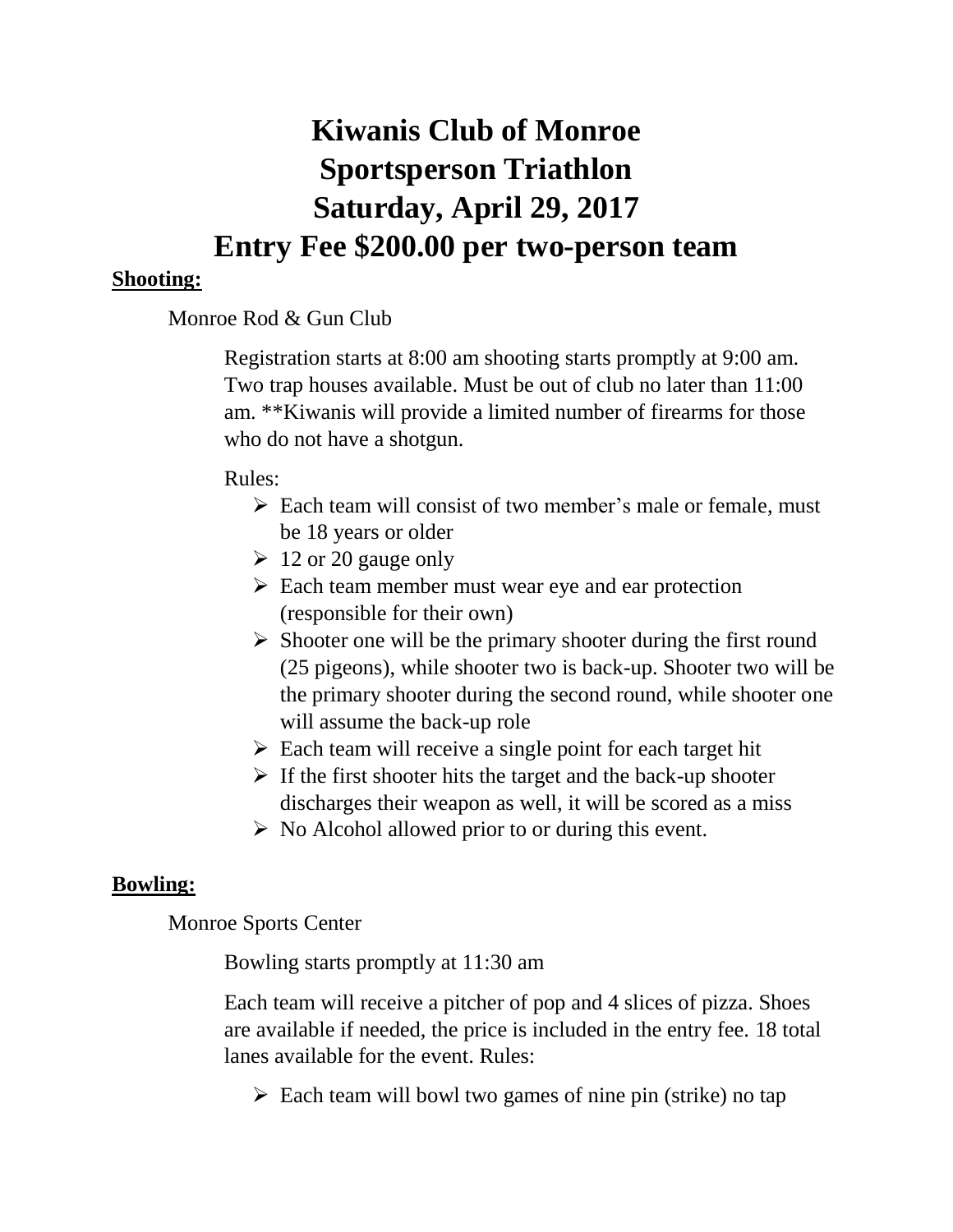# Kiwanis Club of Monroe
# Sportsperson Triathlon
# Saturday, April 29, 2017
# Entry Fee $200.00 per two-person team

**Shooting:**

Monroe Rod & Gun Club

Registration starts at 8:00 am shooting starts promptly at 9:00 am. Two trap houses available. Must be out of club no later than 11:00 am. **Kiwanis will provide a limited number of firearms for those who do not have a shotgun.

Rules:

- Each team will consist of two member's male or female, must be 18 years or older
- 12 or 20 gauge only
- Each team member must wear eye and ear protection (responsible for their own)
- Shooter one will be the primary shooter during the first round (25 pigeons), while shooter two is back-up. Shooter two will be the primary shooter during the second round, while shooter one will assume the back-up role
- Each team will receive a single point for each target hit
- If the first shooter hits the target and the back-up shooter discharges their weapon as well, it will be scored as a miss
- No Alcohol allowed prior to or during this event.

**Bowling:**

Monroe Sports Center

Bowling starts promptly at 11:30 am

Each team will receive a pitcher of pop and 4 slices of pizza. Shoes are available if needed, the price is included in the entry fee. 18 total lanes available for the event. Rules:

- Each team will bowl two games of nine pin (strike) no tap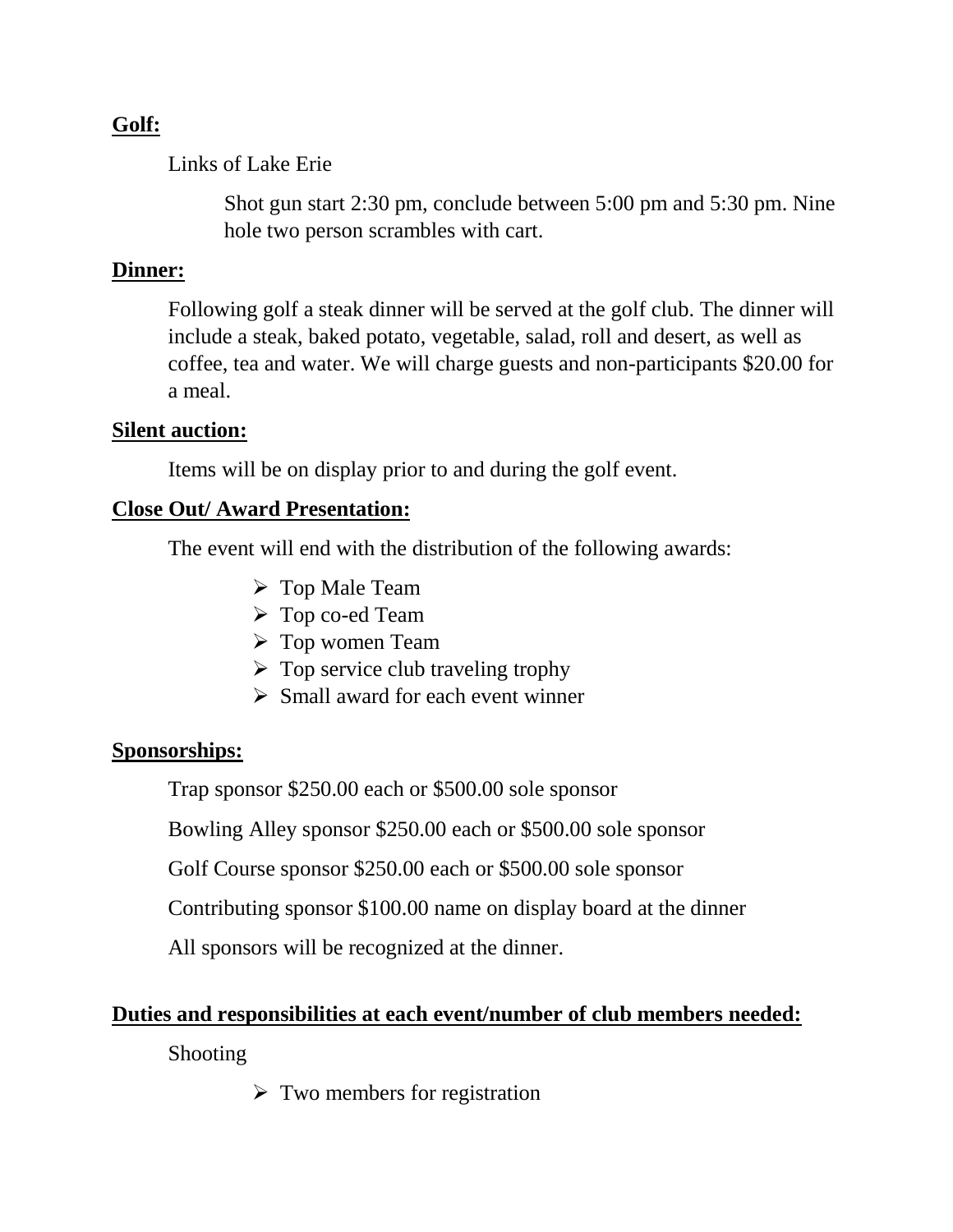**Golf:**

Links of Lake Erie

Shot gun start 2:30 pm, conclude between 5:00 pm and 5:30 pm. Nine hole two person scrambles with cart.

**Dinner:**

Following golf a steak dinner will be served at the golf club. The dinner will include a steak, baked potato, vegetable, salad, roll and desert, as well as coffee, tea and water. We will charge guests and non-participants $20.00 for a meal.

**Silent auction:**

Items will be on display prior to and during the golf event.

**Close Out/ Award Presentation:**

The event will end with the distribution of the following awards:

- Top Male Team
- Top co-ed Team
- Top women Team
- Top service club traveling trophy
- Small award for each event winner

**Sponsorships:**

Trap sponsor $250.00 each or $500.00 sole sponsor

Bowling Alley sponsor $250.00 each or $500.00 sole sponsor

Golf Course sponsor $250.00 each or $500.00 sole sponsor

Contributing sponsor $100.00 name on display board at the dinner

All sponsors will be recognized at the dinner.

**Duties and responsibilities at each event/number of club members needed:**

Shooting

- Two members for registration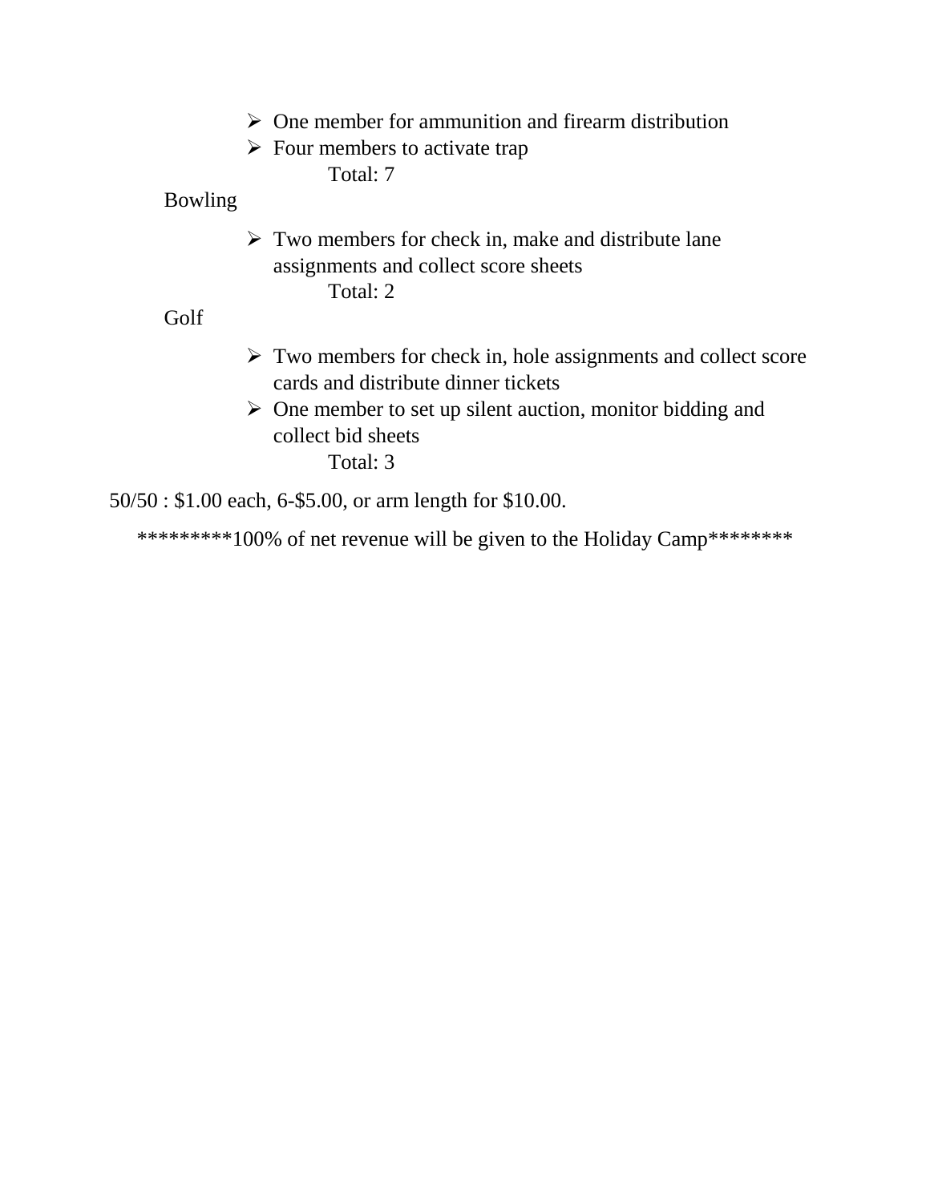- One member for ammunition and firearm distribution
- Four members to activate trap

  Total: 7

Bowling

- Two members for check in, make and distribute lane assignments and collect score sheets

  Total: 2

Golf

- Two members for check in, hole assignments and collect score cards and distribute dinner tickets
- One member to set up silent auction, monitor bidding and collect bid sheets

  Total: 3

50/50 : $1.00 each, 6-$5.00, or arm length for $10.00.

*********100% of net revenue will be given to the Holiday Camp********